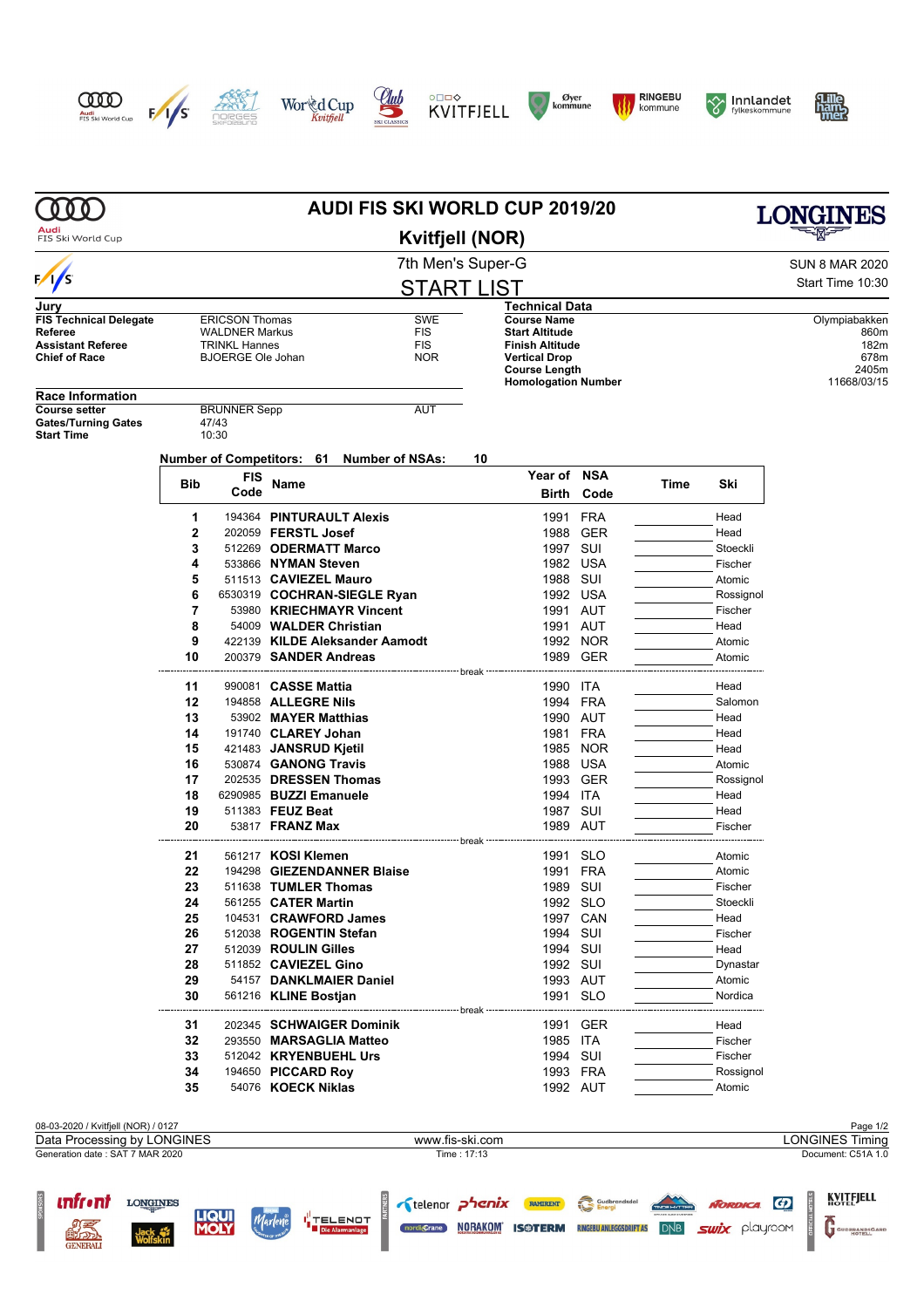# AUDI FIS SKI WORLD CUP 2019/20

## Kvitfjell (NOR)

7th Men's Super-G

SUN 8 MAR 2020

Start Time 10:30

## START LIST

**Jury**

| | | |
|---|---|---|
| **FIS Technical Delegate** | ERICSON Thomas | SWE |
| **Referee** | WALDNER Markus | FIS |
| **Assistant Referee** | TRINKL Hannes | FIS |
| **Chief of Race** | BJOERGE Ole Johan | NOR |

**Technical Data**

| | |
|---|---|
| **Course Name** | Olympiabakken |
| **Start Altitude** | 860m |
| **Finish Altitude** | 182m |
| **Vertical Drop** | 678m |
| **Course Length** | 2405m |
| **Homologation Number** | 11668/03/15 |

**Race Information**

| | | |
|---|---|---|
| **Course setter** | BRUNNER Sepp | AUT |
| **Gates/Turning Gates** | 47/43 | |
| **Start Time** | 10:30 | |

**Number of Competitors: 61 Number of NSAs: 10**

| Bib | FIS Code | Name | Year of Birth | NSA Code | Time | Ski |
|---|---|---|---|---|---|---|
| 1 | 194364 | **PINTURAULT Alexis** | 1991 | FRA | | Head |
| 2 | 202059 | **FERSTL Josef** | 1988 | GER | | Head |
| 3 | 512269 | **ODERMATT Marco** | 1997 | SUI | | Stoeckli |
| 4 | 533866 | **NYMAN Steven** | 1982 | USA | | Fischer |
| 5 | 511513 | **CAVIEZEL Mauro** | 1988 | SUI | | Atomic |
| 6 | 6530319 | **COCHRAN-SIEGLE Ryan** | 1992 | USA | | Rossignol |
| 7 | 53980 | **KRIECHMAYR Vincent** | 1991 | AUT | | Fischer |
| 8 | 54009 | **WALDER Christian** | 1991 | AUT | | Head |
| 9 | 422139 | **KILDE Aleksander Aamodt** | 1992 | NOR | | Atomic |
| 10 | 200379 | **SANDER Andreas** | 1989 | GER | | Atomic |
| | | break | | | | |
| 11 | 990081 | **CASSE Mattia** | 1990 | ITA | | Head |
| 12 | 194858 | **ALLEGRE Nils** | 1994 | FRA | | Salomon |
| 13 | 53902 | **MAYER Matthias** | 1990 | AUT | | Head |
| 14 | 191740 | **CLAREY Johan** | 1981 | FRA | | Head |
| 15 | 421483 | **JANSRUD Kjetil** | 1985 | NOR | | Head |
| 16 | 530874 | **GANONG Travis** | 1988 | USA | | Atomic |
| 17 | 202535 | **DRESSEN Thomas** | 1993 | GER | | Rossignol |
| 18 | 6290985 | **BUZZI Emanuele** | 1994 | ITA | | Head |
| 19 | 511383 | **FEUZ Beat** | 1987 | SUI | | Head |
| 20 | 53817 | **FRANZ Max** | 1989 | AUT | | Fischer |
| | | break | | | | |
| 21 | 561217 | **KOSI Klemen** | 1991 | SLO | | Atomic |
| 22 | 194298 | **GIEZENDANNER Blaise** | 1991 | FRA | | Atomic |
| 23 | 511638 | **TUMLER Thomas** | 1989 | SUI | | Fischer |
| 24 | 561255 | **CATER Martin** | 1992 | SLO | | Stoeckli |
| 25 | 104531 | **CRAWFORD James** | 1997 | CAN | | Head |
| 26 | 512038 | **ROGENTIN Stefan** | 1994 | SUI | | Fischer |
| 27 | 512039 | **ROULIN Gilles** | 1994 | SUI | | Head |
| 28 | 511852 | **CAVIEZEL Gino** | 1992 | SUI | | Dynastar |
| 29 | 54157 | **DANKLMAIER Daniel** | 1993 | AUT | | Atomic |
| 30 | 561216 | **KLINE Bostjan** | 1991 | SLO | | Nordica |
| | | break | | | | |
| 31 | 202345 | **SCHWAIGER Dominik** | 1991 | GER | | Head |
| 32 | 293550 | **MARSAGLIA Matteo** | 1985 | ITA | | Fischer |
| 33 | 512042 | **KRYENBUEHL Urs** | 1994 | SUI | | Fischer |
| 34 | 194650 | **PICCARD Roy** | 1993 | FRA | | Rossignol |
| 35 | 54076 | **KOECK Niklas** | 1992 | AUT | | Atomic |

08-03-2020 / Kvitfjell (NOR) / 0127

Data Processing by LONGINES — www.fis-ski.com — LONGINES Timing

Generation date : SAT 7 MAR 2020 — Time : 17:13 — Document: C51A 1.0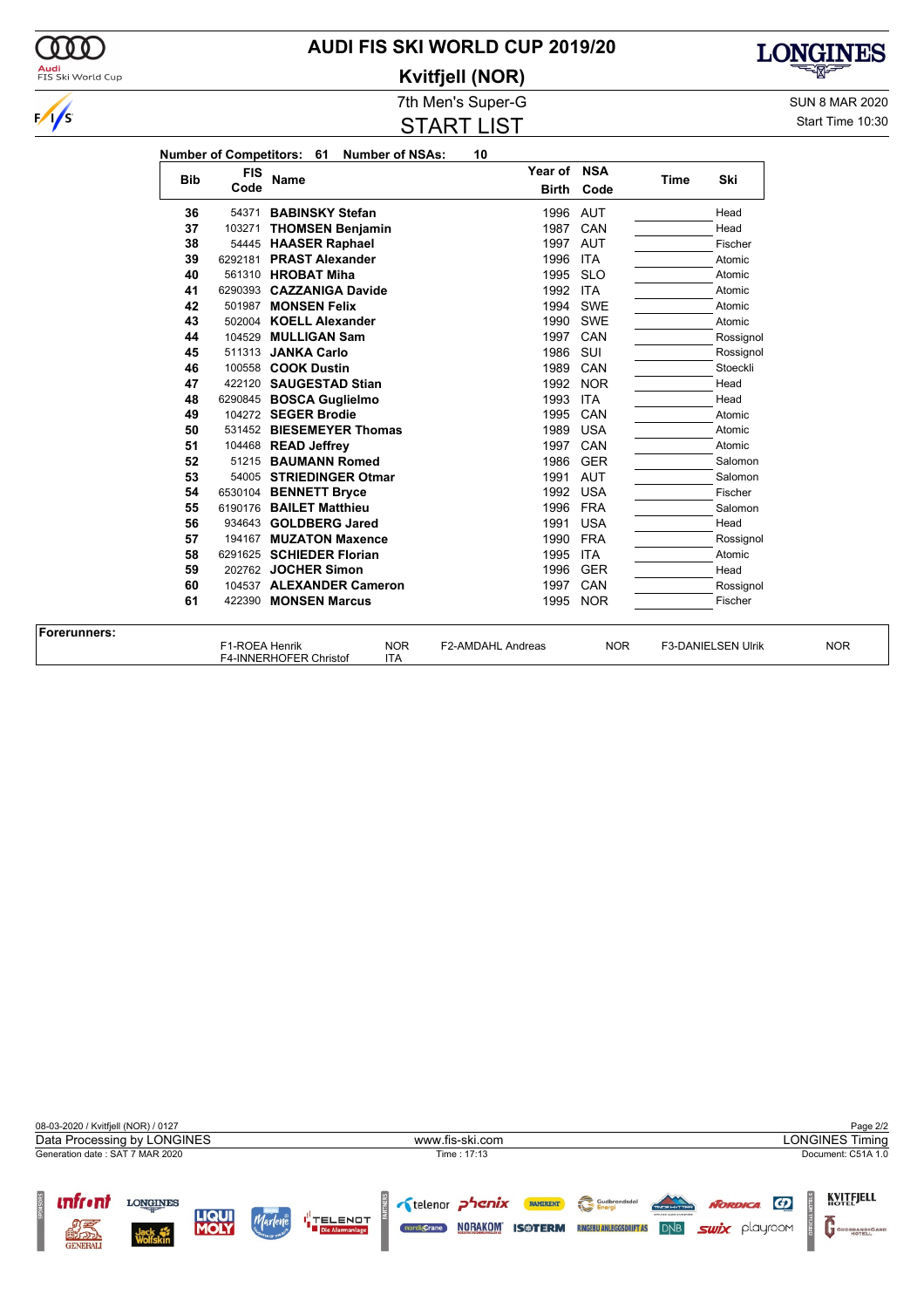# AUDI FIS SKI WORLD CUP 2019/20

## Kvitfjell (NOR)

7th Men's Super-G

SUN 8 MAR 2020

Start Time 10:30

## START LIST

**Number of Competitors: 61 Number of NSAs: 10**

| Bib | FIS Code | Name | Year of Birth | NSA Code | Time | Ski |
|---|---|---|---|---|---|---|
| 36 | 54371 | **BABINSKY Stefan** | 1996 | AUT | | Head |
| 37 | 103271 | **THOMSEN Benjamin** | 1987 | CAN | | Head |
| 38 | 54445 | **HAASER Raphael** | 1997 | AUT | | Fischer |
| 39 | 6292181 | **PRAST Alexander** | 1996 | ITA | | Atomic |
| 40 | 561310 | **HROBAT Miha** | 1995 | SLO | | Atomic |
| 41 | 6290393 | **CAZZANIGA Davide** | 1992 | ITA | | Atomic |
| 42 | 501987 | **MONSEN Felix** | 1994 | SWE | | Atomic |
| 43 | 502004 | **KOELL Alexander** | 1990 | SWE | | Atomic |
| 44 | 104529 | **MULLIGAN Sam** | 1997 | CAN | | Rossignol |
| 45 | 511313 | **JANKA Carlo** | 1986 | SUI | | Rossignol |
| 46 | 100558 | **COOK Dustin** | 1989 | CAN | | Stoeckli |
| 47 | 422120 | **SAUGESTAD Stian** | 1992 | NOR | | Head |
| 48 | 6290845 | **BOSCA Guglielmo** | 1993 | ITA | | Head |
| 49 | 104272 | **SEGER Brodie** | 1995 | CAN | | Atomic |
| 50 | 531452 | **BIESEMEYER Thomas** | 1989 | USA | | Atomic |
| 51 | 104468 | **READ Jeffrey** | 1997 | CAN | | Atomic |
| 52 | 51215 | **BAUMANN Romed** | 1986 | GER | | Salomon |
| 53 | 54005 | **STRIEDINGER Otmar** | 1991 | AUT | | Salomon |
| 54 | 6530104 | **BENNETT Bryce** | 1992 | USA | | Fischer |
| 55 | 6190176 | **BAILET Matthieu** | 1996 | FRA | | Salomon |
| 56 | 934643 | **GOLDBERG Jared** | 1991 | USA | | Head |
| 57 | 194167 | **MUZATON Maxence** | 1990 | FRA | | Rossignol |
| 58 | 6291625 | **SCHIEDER Florian** | 1995 | ITA | | Atomic |
| 59 | 202762 | **JOCHER Simon** | 1996 | GER | | Head |
| 60 | 104537 | **ALEXANDER Cameron** | 1997 | CAN | | Rossignol |
| 61 | 422390 | **MONSEN Marcus** | 1995 | NOR | | Fischer |

**Forerunners:**

| | | | | | |
|---|---|---|---|---|---|
| F1-ROEA Henrik | NOR | F2-AMDAHL Andreas | NOR | F3-DANIELSEN Ulrik | NOR |
| F4-INNERHOFER Christof | ITA | | | | |

08-03-2020 / Kvitfjell (NOR) / 0127

Data Processing by LONGINES — www.fis-ski.com — LONGINES Timing

Generation date : SAT 7 MAR 2020 — Time : 17:13 — Document: C51A 1.0